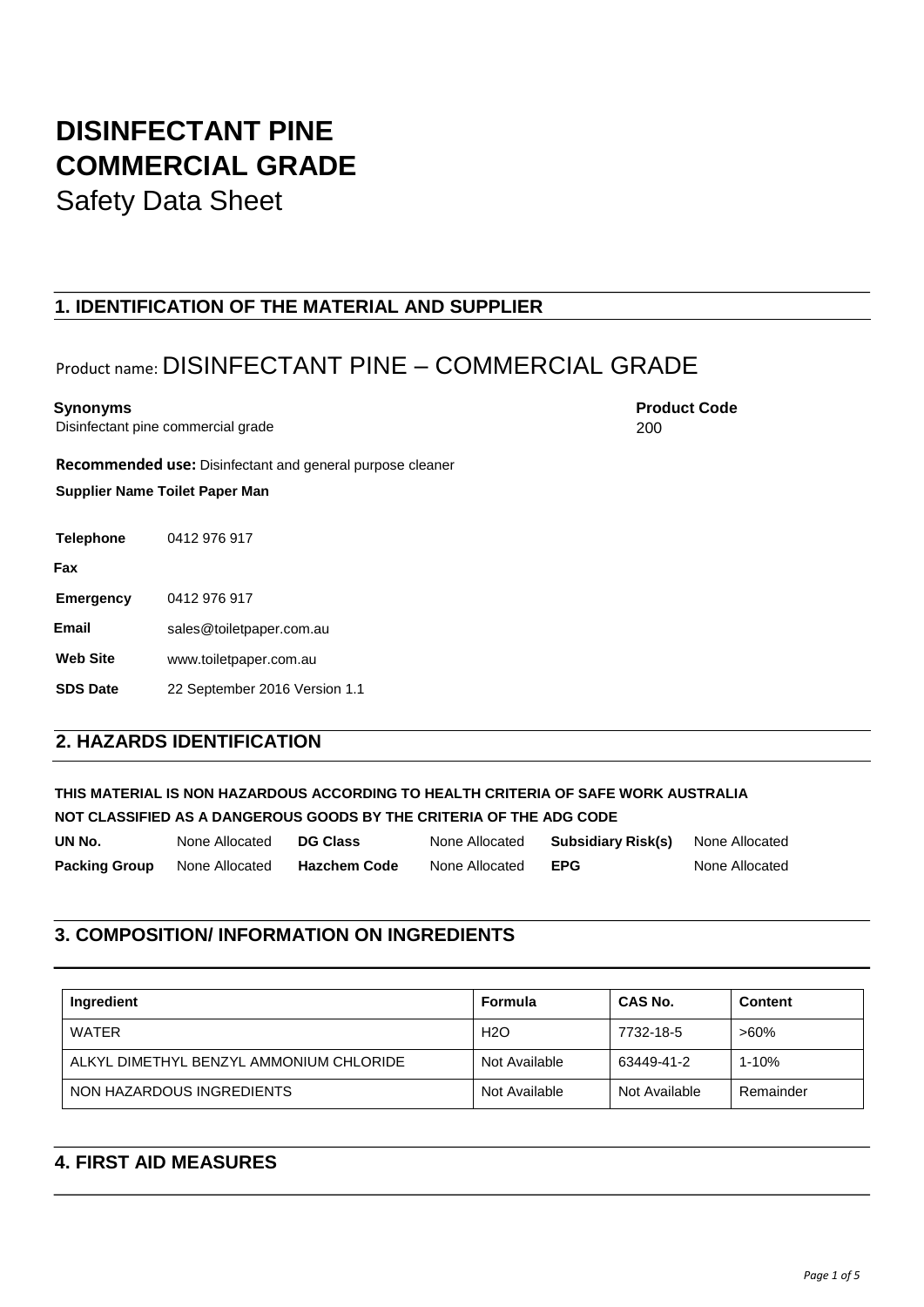# DISINFECTANT PINE COMMERCIAL GRADE

Safety Data Sheet

## 1. IDENTIFICATION OF THE MATERIAL AND SUPPLIER

Product name: DISINFECTANT PINE – COMMERCIAL GRADE

**Synonyms**
Disinfectant pine commercial grade

**Product Code**
200

**Recommended use:** Disinfectant and general purpose cleaner

**Supplier Name Toilet Paper Man**

| | |
|---|---|
| **Telephone** | 0412 976 917 |
| **Fax** | |
| **Emergency** | 0412 976 917 |
| **Email** | sales@toiletpaper.com.au |
| **Web Site** | www.toiletpaper.com.au |
| **SDS Date** | 22 September 2016 Version 1.1 |

## 2. HAZARDS IDENTIFICATION

**THIS MATERIAL IS NON HAZARDOUS ACCORDING TO HEALTH CRITERIA OF SAFE WORK AUSTRALIA**
**NOT CLASSIFIED AS A DANGEROUS GOODS BY THE CRITERIA OF THE ADG CODE**

| | | | | | |
|---|---|---|---|---|---|
| **UN No.** | None Allocated | **DG Class** | None Allocated | **Subsidiary Risk(s)** | None Allocated |
| **Packing Group** | None Allocated | **Hazchem Code** | None Allocated | **EPG** | None Allocated |

## 3. COMPOSITION/ INFORMATION ON INGREDIENTS

| Ingredient | Formula | CAS No. | Content |
|---|---|---|---|
| WATER | $H_2O$ | 7732-18-5 | >60% |
| ALKYL DIMETHYL BENZYL AMMONIUM CHLORIDE | Not Available | 63449-41-2 | 1-10% |
| NON HAZARDOUS INGREDIENTS | Not Available | Not Available | Remainder |

## 4. FIRST AID MEASURES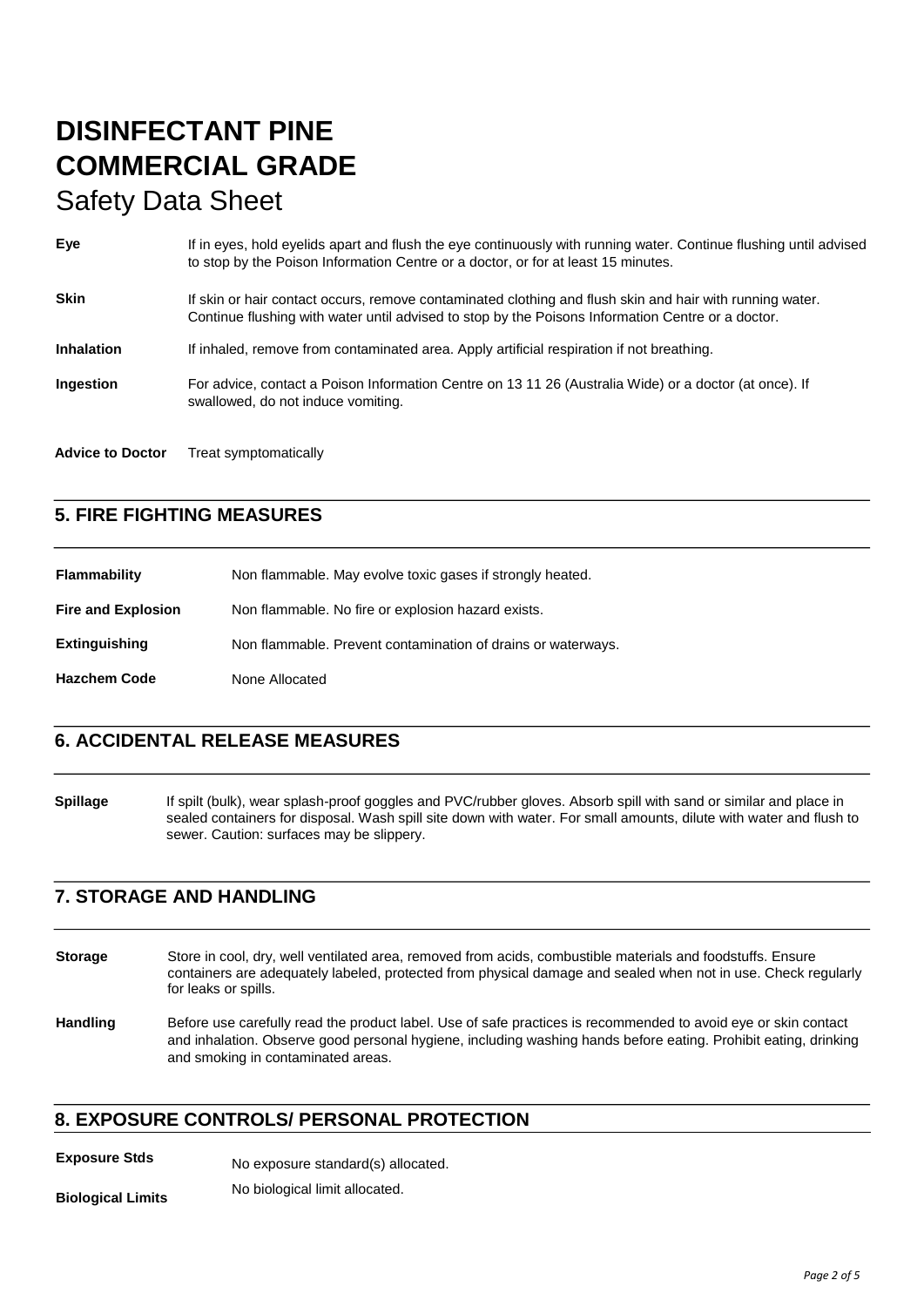# DISINFECTANT PINE COMMERCIAL GRADE

Safety Data Sheet

**Eye** If in eyes, hold eyelids apart and flush the eye continuously with running water. Continue flushing until advised to stop by the Poison Information Centre or a doctor, or for at least 15 minutes.

**Skin** If skin or hair contact occurs, remove contaminated clothing and flush skin and hair with running water. Continue flushing with water until advised to stop by the Poisons Information Centre or a doctor.

**Inhalation** If inhaled, remove from contaminated area. Apply artificial respiration if not breathing.

**Ingestion** For advice, contact a Poison Information Centre on 13 11 26 (Australia Wide) or a doctor (at once). If swallowed, do not induce vomiting.

**Advice to Doctor** Treat symptomatically

## 5. FIRE FIGHTING MEASURES

**Flammability** Non flammable. May evolve toxic gases if strongly heated.

**Fire and Explosion** Non flammable. No fire or explosion hazard exists.

**Extinguishing** Non flammable. Prevent contamination of drains or waterways.

**Hazchem Code** None Allocated

## 6. ACCIDENTAL RELEASE MEASURES

**Spillage** If spilt (bulk), wear splash-proof goggles and PVC/rubber gloves. Absorb spill with sand or similar and place in sealed containers for disposal. Wash spill site down with water. For small amounts, dilute with water and flush to sewer. Caution: surfaces may be slippery.

## 7. STORAGE AND HANDLING

**Storage** Store in cool, dry, well ventilated area, removed from acids, combustible materials and foodstuffs. Ensure containers are adequately labeled, protected from physical damage and sealed when not in use. Check regularly for leaks or spills.

**Handling** Before use carefully read the product label. Use of safe practices is recommended to avoid eye or skin contact and inhalation. Observe good personal hygiene, including washing hands before eating. Prohibit eating, drinking and smoking in contaminated areas.

## 8. EXPOSURE CONTROLS/ PERSONAL PROTECTION

**Exposure Stds** No exposure standard(s) allocated.

**Biological Limits** No biological limit allocated.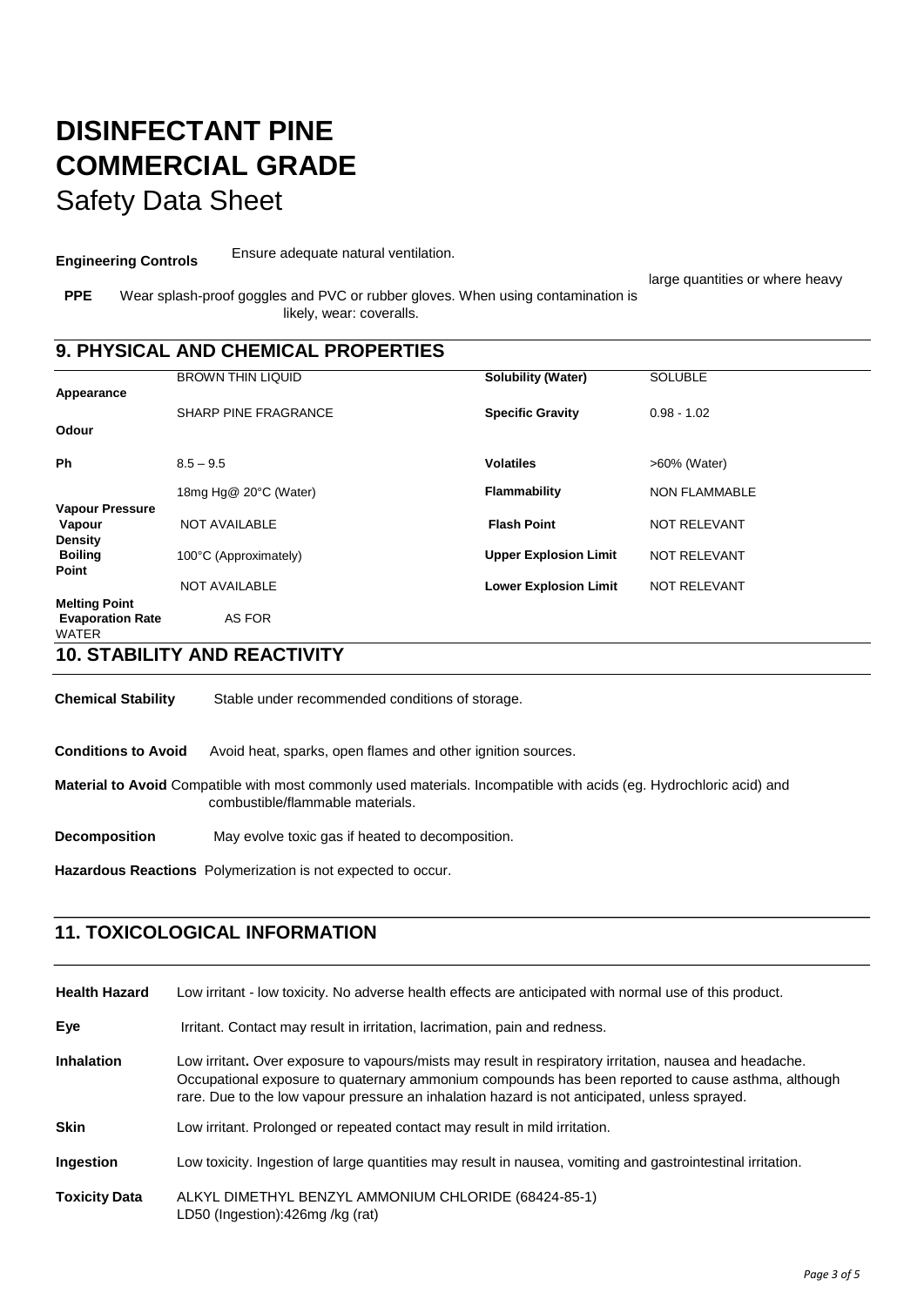# DISINFECTANT PINE COMMERCIAL GRADE

Safety Data Sheet

**Engineering Controls** Ensure adequate natural ventilation.

**PPE** Wear splash-proof goggles and PVC or rubber gloves. When using large quantities or where heavy contamination is likely, wear: coveralls.

## 9. PHYSICAL AND CHEMICAL PROPERTIES

| | | | |
|---|---|---|---|
| **Appearance** | BROWN THIN LIQUID | **Solubility (Water)** | SOLUBLE |
| **Odour** | SHARP PINE FRAGRANCE | **Specific Gravity** | 0.98 - 1.02 |
| **Ph** | 8.5 – 9.5 | **Volatiles** | >60% (Water) |
| **Vapour Pressure** | 18mg Hg@ 20°C (Water) | **Flammability** | NON FLAMMABLE |
| **Vapour Density** | NOT AVAILABLE | **Flash Point** | NOT RELEVANT |
| **Boiling Point** | 100°C (Approximately) | **Upper Explosion Limit** | NOT RELEVANT |
| **Melting Point** | NOT AVAILABLE | **Lower Explosion Limit** | NOT RELEVANT |
| **Evaporation Rate** | AS FOR WATER | | |

## 10. STABILITY AND REACTIVITY

**Chemical Stability** Stable under recommended conditions of storage.

**Conditions to Avoid** Avoid heat, sparks, open flames and other ignition sources.

**Material to Avoid** Compatible with most commonly used materials. Incompatible with acids (eg. Hydrochloric acid) and combustible/flammable materials.

**Decomposition** May evolve toxic gas if heated to decomposition.

**Hazardous Reactions** Polymerization is not expected to occur.

## 11. TOXICOLOGICAL INFORMATION

**Health Hazard** Low irritant - low toxicity. No adverse health effects are anticipated with normal use of this product.

**Eye** Irritant. Contact may result in irritation, lacrimation, pain and redness.

**Inhalation** Low irritant**.** Over exposure to vapours/mists may result in respiratory irritation, nausea and headache. Occupational exposure to quaternary ammonium compounds has been reported to cause asthma, although rare. Due to the low vapour pressure an inhalation hazard is not anticipated, unless sprayed.

**Skin** Low irritant. Prolonged or repeated contact may result in mild irritation.

**Ingestion** Low toxicity. Ingestion of large quantities may result in nausea, vomiting and gastrointestinal irritation.

**Toxicity Data** ALKYL DIMETHYL BENZYL AMMONIUM CHLORIDE (68424-85-1)
LD50 (Ingestion):426mg /kg (rat)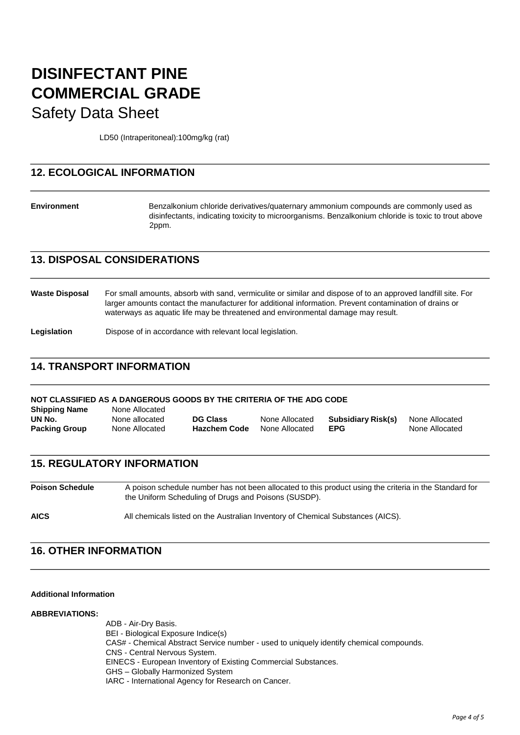LD50 (Intraperitoneal):100mg/kg (rat)

## 12. ECOLOGICAL INFORMATION

**Environment** Benzalkonium chloride derivatives/quaternary ammonium compounds are commonly used as disinfectants, indicating toxicity to microorganisms. Benzalkonium chloride is toxic to trout above 2ppm.

## 13. DISPOSAL CONSIDERATIONS

**Waste Disposal** For small amounts, absorb with sand, vermiculite or similar and dispose of to an approved landfill site. For larger amounts contact the manufacturer for additional information. Prevent contamination of drains or waterways as aquatic life may be threatened and environmental damage may result.

**Legislation** Dispose of in accordance with relevant local legislation.

## 14. TRANSPORT INFORMATION

**NOT CLASSIFIED AS A DANGEROUS GOODS BY THE CRITERIA OF THE ADG CODE**

| | | | | | |
|---|---|---|---|---|---|
| **Shipping Name** | None Allocated | | | | |
| **UN No.** | None allocated | **DG Class** | None Allocated | **Subsidiary Risk(s)** | None Allocated |
| **Packing Group** | None Allocated | **Hazchem Code** | None Allocated | **EPG** | None Allocated |

## 15. REGULATORY INFORMATION

**Poison Schedule** A poison schedule number has not been allocated to this product using the criteria in the Standard for the Uniform Scheduling of Drugs and Poisons (SUSDP).

**AICS** All chemicals listed on the Australian Inventory of Chemical Substances (AICS).

## 16. OTHER INFORMATION

**Additional Information**

**ABBREVIATIONS:**

ADB - Air-Dry Basis.
BEI - Biological Exposure Indice(s)
CAS# - Chemical Abstract Service number - used to uniquely identify chemical compounds.
CNS - Central Nervous System.
EINECS - European Inventory of Existing Commercial Substances.
GHS – Globally Harmonized System
IARC - International Agency for Research on Cancer.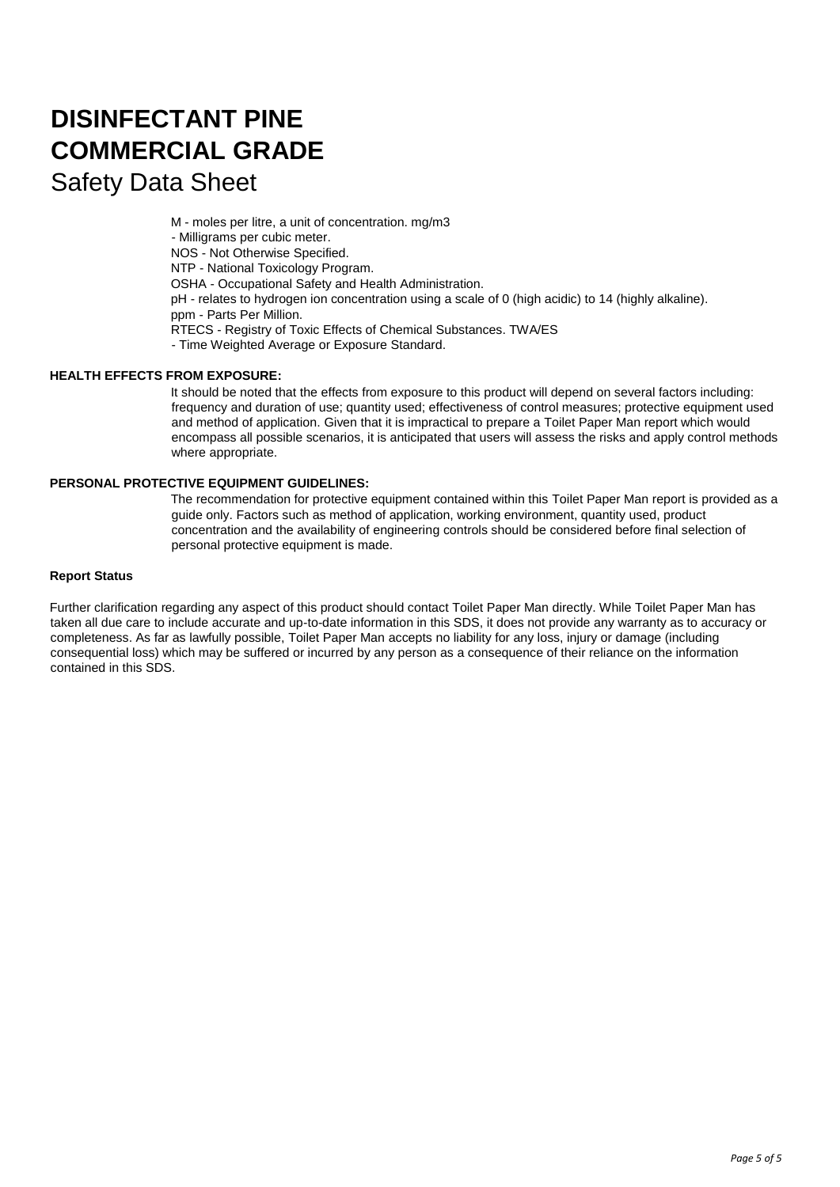# DISINFECTANT PINE COMMERCIAL GRADE

Safety Data Sheet

M - moles per litre, a unit of concentration. mg/m3
- Milligrams per cubic meter.
NOS - Not Otherwise Specified.
NTP - National Toxicology Program.
OSHA - Occupational Safety and Health Administration.
pH - relates to hydrogen ion concentration using a scale of 0 (high acidic) to 14 (highly alkaline).
ppm - Parts Per Million.
RTECS - Registry of Toxic Effects of Chemical Substances. TWA/ES
- Time Weighted Average or Exposure Standard.

**HEALTH EFFECTS FROM EXPOSURE:**

It should be noted that the effects from exposure to this product will depend on several factors including: frequency and duration of use; quantity used; effectiveness of control measures; protective equipment used and method of application. Given that it is impractical to prepare a Toilet Paper Man report which would encompass all possible scenarios, it is anticipated that users will assess the risks and apply control methods where appropriate.

**PERSONAL PROTECTIVE EQUIPMENT GUIDELINES:**

The recommendation for protective equipment contained within this Toilet Paper Man report is provided as a guide only. Factors such as method of application, working environment, quantity used, product concentration and the availability of engineering controls should be considered before final selection of personal protective equipment is made.

**Report Status**

Further clarification regarding any aspect of this product should contact Toilet Paper Man directly. While Toilet Paper Man has taken all due care to include accurate and up-to-date information in this SDS, it does not provide any warranty as to accuracy or completeness. As far as lawfully possible, Toilet Paper Man accepts no liability for any loss, injury or damage (including consequential loss) which may be suffered or incurred by any person as a consequence of their reliance on the information contained in this SDS.